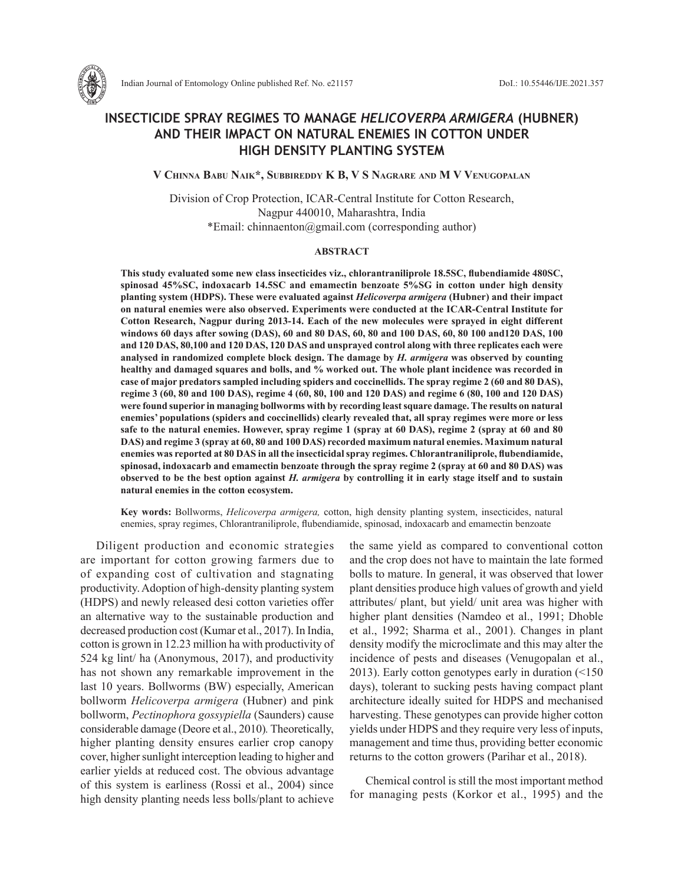# INSECTICIDE SPRAY REGIMES TO MANAGE *HELICOVERPA ARMIGERA* (HUBNER) AND THEIR IMPACT ON NATURAL ENEMIES IN COTTON UNDER HIGH DENSITY PLANTING SYSTEM

**V Chinna Babu Naik\*, Subbireddy K B, V S Nagrare and M V Venugopalan**

Division of Crop Protection, ICAR-Central Institute for Cotton Research, Nagpur 440010, Maharashtra, India
\*Email: chinnaenton@gmail.com (corresponding author)

## ABSTRACT

**This study evaluated some new class insecticides viz., chlorantraniliprole 18.5SC, flubendiamide 480SC, spinosad 45%SC, indoxacarb 14.5SC and emamectin benzoate 5%SG in cotton under high density planting system (HDPS). These were evaluated against *Helicoverpa armigera* (Hubner) and their impact on natural enemies were also observed. Experiments were conducted at the ICAR-Central Institute for Cotton Research, Nagpur during 2013-14. Each of the new molecules were sprayed in eight different windows 60 days after sowing (DAS), 60 and 80 DAS, 60, 80 and 100 DAS, 60, 80 100 and120 DAS, 100 and 120 DAS, 80,100 and 120 DAS, 120 DAS and unsprayed control along with three replicates each were analysed in randomized complete block design. The damage by *H. armigera* was observed by counting healthy and damaged squares and bolls, and % worked out. The whole plant incidence was recorded in case of major predators sampled including spiders and coccinellids. The spray regime 2 (60 and 80 DAS), regime 3 (60, 80 and 100 DAS), regime 4 (60, 80, 100 and 120 DAS) and regime 6 (80, 100 and 120 DAS) were found superior in managing bollworms with by recording least square damage. The results on natural enemies' populations (spiders and coccinellids) clearly revealed that, all spray regimes were more or less safe to the natural enemies. However, spray regime 1 (spray at 60 DAS), regime 2 (spray at 60 and 80 DAS) and regime 3 (spray at 60, 80 and 100 DAS) recorded maximum natural enemies. Maximum natural enemies was reported at 80 DAS in all the insecticidal spray regimes. Chlorantraniliprole, flubendiamide, spinosad, indoxacarb and emamectin benzoate through the spray regime 2 (spray at 60 and 80 DAS) was observed to be the best option against *H. armigera* by controlling it in early stage itself and to sustain natural enemies in the cotton ecosystem.**

**Key words:** Bollworms, *Helicoverpa armigera,* cotton, high density planting system, insecticides, natural enemies, spray regimes, Chlorantraniliprole, flubendiamide, spinosad, indoxacarb and emamectin benzoate

Diligent production and economic strategies are important for cotton growing farmers due to of expanding cost of cultivation and stagnating productivity. Adoption of high-density planting system (HDPS) and newly released desi cotton varieties offer an alternative way to the sustainable production and decreased production cost (Kumar et al., 2017). In India, cotton is grown in 12.23 million ha with productivity of 524 kg lint/ ha (Anonymous, 2017), and productivity has not shown any remarkable improvement in the last 10 years. Bollworms (BW) especially, American bollworm *Helicoverpa armigera* (Hubner) and pink bollworm, *Pectinophora gossypiella* (Saunders) cause considerable damage (Deore et al., 2010). Theoretically, higher planting density ensures earlier crop canopy cover, higher sunlight interception leading to higher and earlier yields at reduced cost. The obvious advantage of this system is earliness (Rossi et al., 2004) since high density planting needs less bolls/plant to achieve the same yield as compared to conventional cotton and the crop does not have to maintain the late formed bolls to mature. In general, it was observed that lower plant densities produce high values of growth and yield attributes/ plant, but yield/ unit area was higher with higher plant densities (Namdeo et al., 1991; Dhoble et al., 1992; Sharma et al., 2001). Changes in plant density modify the microclimate and this may alter the incidence of pests and diseases (Venugopalan et al., 2013). Early cotton genotypes early in duration (<150 days), tolerant to sucking pests having compact plant architecture ideally suited for HDPS and mechanised harvesting. These genotypes can provide higher cotton yields under HDPS and they require very less of inputs, management and time thus, providing better economic returns to the cotton growers (Parihar et al., 2018).

Chemical control is still the most important method for managing pests (Korkor et al., 1995) and the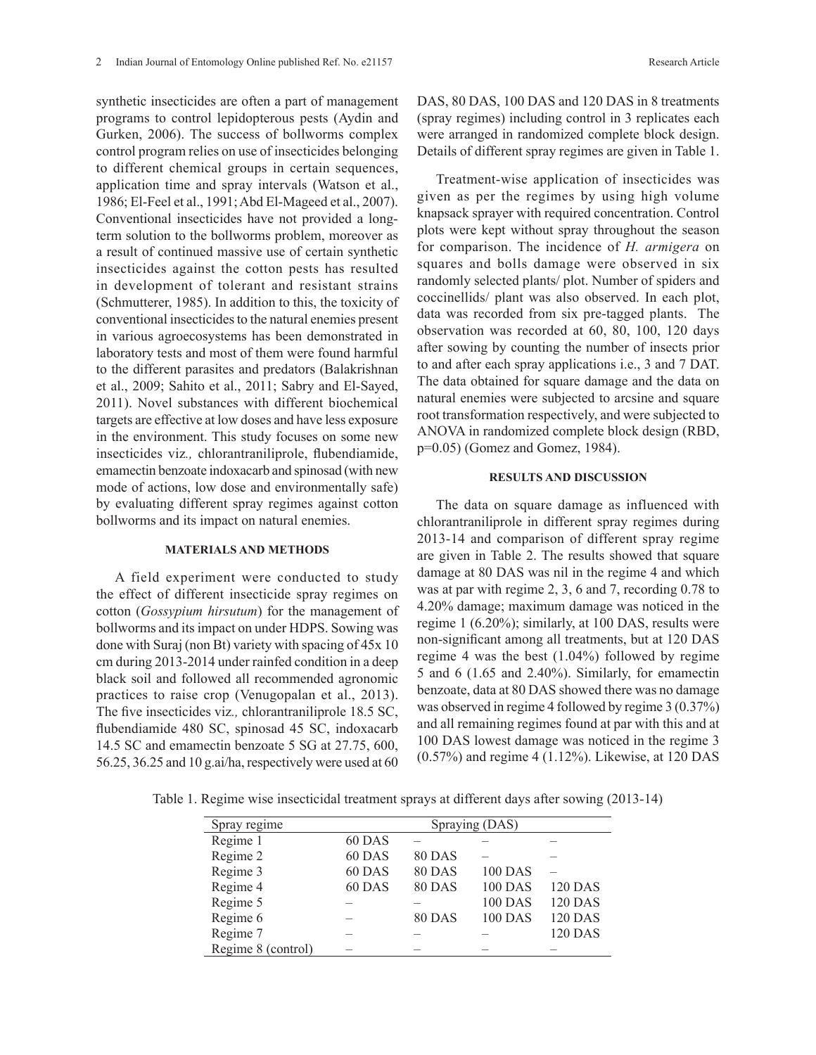synthetic insecticides are often a part of management programs to control lepidopterous pests (Aydin and Gurken, 2006). The success of bollworms complex control program relies on use of insecticides belonging to different chemical groups in certain sequences, application time and spray intervals (Watson et al., 1986; El-Feel et al., 1991; Abd El-Mageed et al., 2007). Conventional insecticides have not provided a long-term solution to the bollworms problem, moreover as a result of continued massive use of certain synthetic insecticides against the cotton pests has resulted in development of tolerant and resistant strains (Schmutterer, 1985). In addition to this, the toxicity of conventional insecticides to the natural enemies present in various agroecosystems has been demonstrated in laboratory tests and most of them were found harmful to the different parasites and predators (Balakrishnan et al., 2009; Sahito et al., 2011; Sabry and El-Sayed, 2011). Novel substances with different biochemical targets are effective at low doses and have less exposure in the environment. This study focuses on some new insecticides viz*.,* chlorantraniliprole, flubendiamide, emamectin benzoate indoxacarb and spinosad (with new mode of actions, low dose and environmentally safe) by evaluating different spray regimes against cotton bollworms and its impact on natural enemies.

## MATERIALS AND METHODS

A field experiment were conducted to study the effect of different insecticide spray regimes on cotton (*Gossypium hirsutum*) for the management of bollworms and its impact on under HDPS. Sowing was done with Suraj (non Bt) variety with spacing of 45x 10 cm during 2013-2014 under rainfed condition in a deep black soil and followed all recommended agronomic practices to raise crop (Venugopalan et al., 2013). The five insecticides viz*.,* chlorantraniliprole 18.5 SC, flubendiamide 480 SC, spinosad 45 SC, indoxacarb 14.5 SC and emamectin benzoate 5 SG at 27.75, 600, 56.25, 36.25 and 10 g.ai/ha, respectively were used at 60 DAS, 80 DAS, 100 DAS and 120 DAS in 8 treatments (spray regimes) including control in 3 replicates each were arranged in randomized complete block design. Details of different spray regimes are given in Table 1.

Treatment-wise application of insecticides was given as per the regimes by using high volume knapsack sprayer with required concentration. Control plots were kept without spray throughout the season for comparison. The incidence of *H. armigera* on squares and bolls damage were observed in six randomly selected plants/ plot. Number of spiders and coccinellids/ plant was also observed. In each plot, data was recorded from six pre-tagged plants. The observation was recorded at 60, 80, 100, 120 days after sowing by counting the number of insects prior to and after each spray applications i.e., 3 and 7 DAT. The data obtained for square damage and the data on natural enemies were subjected to arcsine and square root transformation respectively, and were subjected to ANOVA in randomized complete block design (RBD, p=0.05) (Gomez and Gomez, 1984).

## RESULTS AND DISCUSSION

The data on square damage as influenced with chlorantraniliprole in different spray regimes during 2013-14 and comparison of different spray regime are given in Table 2. The results showed that square damage at 80 DAS was nil in the regime 4 and which was at par with regime 2, 3, 6 and 7, recording 0.78 to 4.20% damage; maximum damage was noticed in the regime 1 (6.20%); similarly, at 100 DAS, results were non-significant among all treatments, but at 120 DAS regime 4 was the best (1.04%) followed by regime 5 and 6 (1.65 and 2.40%). Similarly, for emamectin benzoate, data at 80 DAS showed there was no damage was observed in regime 4 followed by regime 3 (0.37%) and all remaining regimes found at par with this and at 100 DAS lowest damage was noticed in the regime 3 (0.57%) and regime 4 (1.12%). Likewise, at 120 DAS

Table 1. Regime wise insecticidal treatment sprays at different days after sowing (2013-14)

| Spray regime | Spraying (DAS) | | | |
|---|---|---|---|---|
| Regime 1 | 60 DAS | – | – | – |
| Regime 2 | 60 DAS | 80 DAS | – | – |
| Regime 3 | 60 DAS | 80 DAS | 100 DAS | – |
| Regime 4 | 60 DAS | 80 DAS | 100 DAS | 120 DAS |
| Regime 5 | – | – | 100 DAS | 120 DAS |
| Regime 6 | – | 80 DAS | 100 DAS | 120 DAS |
| Regime 7 | – | – | – | 120 DAS |
| Regime 8 (control) | – | – | – | – |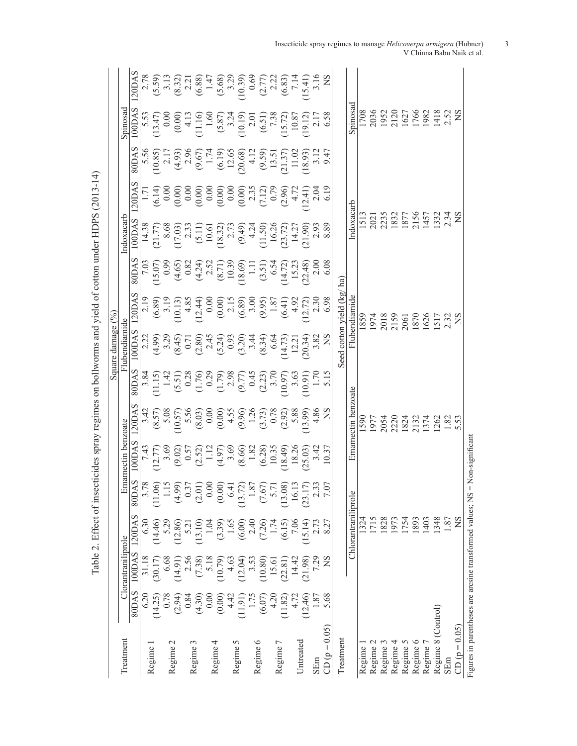Table 2. Effect of insecticides spray regimes on bollworms and yield of cotton under HDPS (2013-14)

| Treatment | Square damage (%) | | | | | | | | | | | | | | |
|---|---|---|---|---|---|---|---|---|---|---|---|---|---|---|---|
| | Clorantraniliprole | | | Emamectin benzoate | | | Flubendiamide | | | Indoxacarb | | | Spinosad | | |
| | 80DAS | 100DAS | 120DAS | 80DAS | 100DAS | 120DAS | 80DAS | 100DAS | 120DAS | 80DAS | 100DAS | 120DAS | 80DAS | 100DAS | 120DAS |
| Regime 1 | 6.20 | 31.18 | 6.30 | 3.78 | 7.43 | 3.42 | 3.84 | 2.22 | 2.19 | 7.03 | 14.38 | 1.71 | 5.56 | 5.53 | 2.78 |
| | (14.25) | (30.17) | (14.46) | (11.06) | (12.77) | (8.57) | (11.15) | (4.99) | (6.89) | (15.07) | (21.77) | (6.14) | (10.85) | (13.47) | (5.59) |
| Regime 2 | 0.78 | 6.68 | 5.29 | 1.15 | 3.69 | 5.08 | 1.42 | 3.29 | 3.19 | 0.99 | 8.68 | 0.00 | 2.17 | 0.00 | 3.13 |
| | (2.94) | (14.91) | (12.86) | (4.99) | (9.02) | (10.57) | (5.51) | (8.45) | (10.13) | (4.65) | (17.03) | (0.00) | (4.93) | (0.00) | (8.32) |
| Regime 3 | 0.84 | 2.56 | 5.21 | 0.37 | 0.57 | 5.56 | 0.28 | 0.71 | 4.85 | 0.82 | 2.33 | 0.00 | 2.96 | 4.13 | 2.21 |
| | (4.30) | (7.38) | (13.10) | (2.01) | (2.52) | (8.03) | (1.76) | (2.80) | (12.44) | (4.24) | (5.11) | (0.00) | (9.67) | (11.16) | (6.88) |
| Regime 4 | 0.00 | 5.18 | 1.04 | 0.00 | 1.12 | 0.00 | 0.29 | 2.45 | 0.00 | 2.52 | 10.61 | 0.00 | 1.74 | 1.60 | 1.47 |
| | (0.00) | (10.79) | (3.39) | (0.00) | (4.97) | (0.00) | (1.79) | (5.24) | (0.00) | (8.71) | (18.32) | (0.00) | (6.19) | (5.87) | (5.68) |
| Regime 5 | 4.42 | 4.63 | 1.65 | 6.41 | 3.69 | 4.55 | 2.98 | 0.93 | 2.15 | 10.39 | 2.73 | 0.00 | 12.65 | 3.24 | 3.29 |
| | (11.91) | (12.04) | (6.00) | (13.72) | (8.66) | (9.96) | (9.77) | (3.20) | (6.89) | (18.69) | (9.49) | (0.00) | (20.68) | (10.19) | (10.39) |
| Regime 6 | 1.75 | 3.53 | 2.40 | 1.87 | 1.82 | 1.26 | 0.45 | 3.44 | 3.00 | 1.11 | 4.24 | 2.35 | 4.12 | 2.01 | 0.69 |
| | (6.07) | (10.80) | (7.26) | (7.67) | (6.28) | (3.73) | (2.23) | (8.34) | (9.95) | (3.51) | (11.50) | (7.12) | (9.59) | (6.51) | (2.77) |
| Regime 7 | 4.20 | 15.61 | 1.74 | 5.71 | 10.35 | 0.78 | 3.70 | 6.64 | 1.87 | 6.54 | 16.26 | 0.79 | 13.51 | 7.38 | 2.22 |
| | (11.82) | (22.81) | (6.15) | (13.08) | (18.49) | (2.92) | (10.97) | (14.73) | (6.41) | (14.72) | (23.72) | (2.96) | (21.37) | (15.72) | (6.83) |
| Untreated | 4.72 | 14.42 | 7.06 | 16.13 | 18.26 | 5.88 | 3.63 | 12.21 | 4.92 | 15.23 | 14.27 | 4.72 | 11.02 | 10.87 | 7.14 |
| | (12.46) | (21.98) | (15.14) | (23.17) | (25.03) | (13.99) | (10.91) | (20.34) | (12.72) | (22.48) | (21.90) | (12.41) | (18.93) | (19.12) | (15.41) |
| SEm | 1.87 | 7.29 | 2.73 | 2.33 | 3.42 | 4.86 | 1.70 | 3.82 | 2.30 | 2.00 | 2.93 | 2.04 | 3.12 | 2.17 | 3.16 |
| CD (p = 0.05) | 5.68 | NS | 8.27 | 7.07 | 10.37 | NS | 5.15 | NS | 6.98 | 6.08 | 8.89 | 6.19 | 9.47 | 6.58 | NS |

| Treatment | Seed cotton yield (kg/ ha) | | | | |
|---|---|---|---|---|---|
| | Chlorantraniliprole | Emamectin benzoate | Flubendiamide | Indoxacarb | Spinosad |
| Regime 1 | 1324 | 1590 | 1859 | 1513 | 1708 |
| Regime 2 | 1715 | 1977 | 1974 | 2021 | 2036 |
| Regime 3 | 1828 | 2054 | 2018 | 2235 | 1952 |
| Regime 4 | 1973 | 2220 | 2159 | 1832 | 2120 |
| Regime 5 | 1754 | 1824 | 2061 | 1877 | 1627 |
| Regime 6 | 1893 | 2132 | 1870 | 2156 | 1766 |
| Regime 7 | 1403 | 1374 | 1626 | 1457 | 1982 |
| Regime 8 (Control) | 1348 | 1262 | 1517 | 1332 | 1418 |
| SEm | 1.87 | 1.82 | 2.32 | 2.34 | 2.52 |
| CD (p = 0.05) | NS | 5.53 | NS | NS | NS |

Figures in parentheses are arcsine transformed values; NS = Non-significant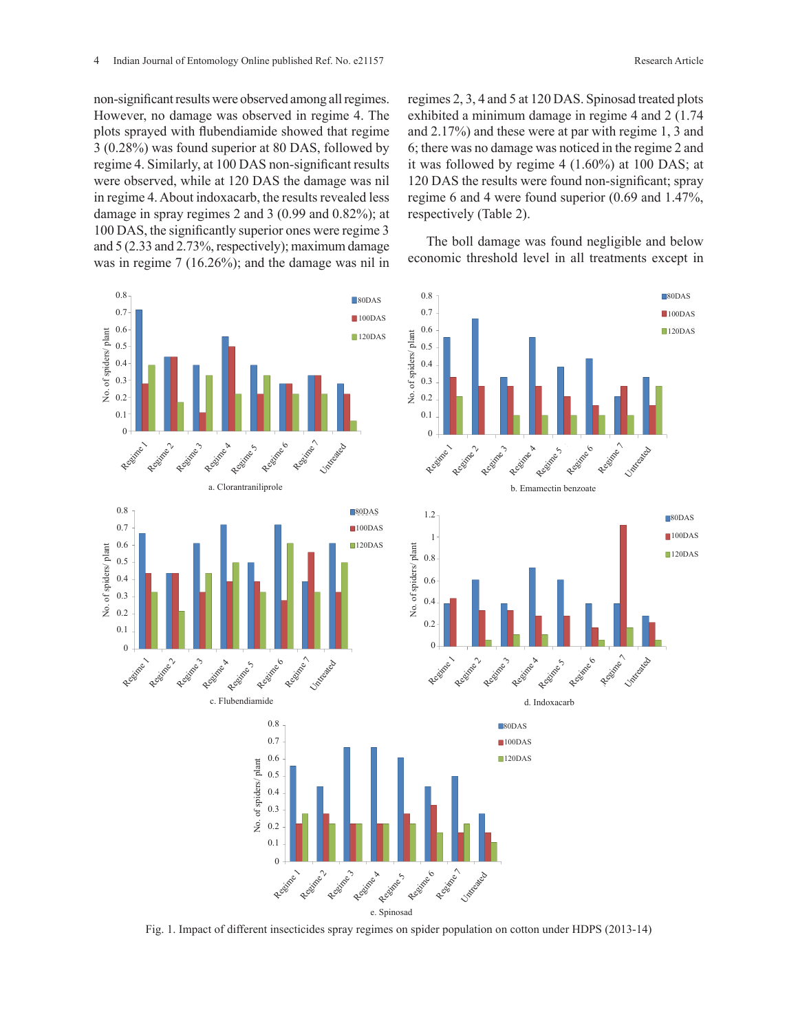non-significant results were observed among all regimes. However, no damage was observed in regime 4. The plots sprayed with flubendiamide showed that regime 3 (0.28%) was found superior at 80 DAS, followed by regime 4. Similarly, at 100 DAS non-significant results were observed, while at 120 DAS the damage was nil in regime 4. About indoxacarb, the results revealed less damage in spray regimes 2 and 3 (0.99 and 0.82%); at 100 DAS, the significantly superior ones were regime 3 and 5 (2.33 and 2.73%, respectively); maximum damage was in regime 7 (16.26%); and the damage was nil in regimes 2, 3, 4 and 5 at 120 DAS. Spinosad treated plots exhibited a minimum damage in regime 4 and 2 (1.74 and 2.17%) and these were at par with regime 1, 3 and 6; there was no damage was noticed in the regime 2 and it was followed by regime 4 (1.60%) at 100 DAS; at 120 DAS the results were found non-significant; spray regime 6 and 4 were found superior (0.69 and 1.47%, respectively (Table 2).

The boll damage was found negligible and below economic threshold level in all treatments except in

a. Clorantraniliprole

b. Emamectin benzoate

c. Flubendiamide

d. Indoxacarb

e. Spinosad

Fig. 1. Impact of different insecticides spray regimes on spider population on cotton under HDPS (2013-14)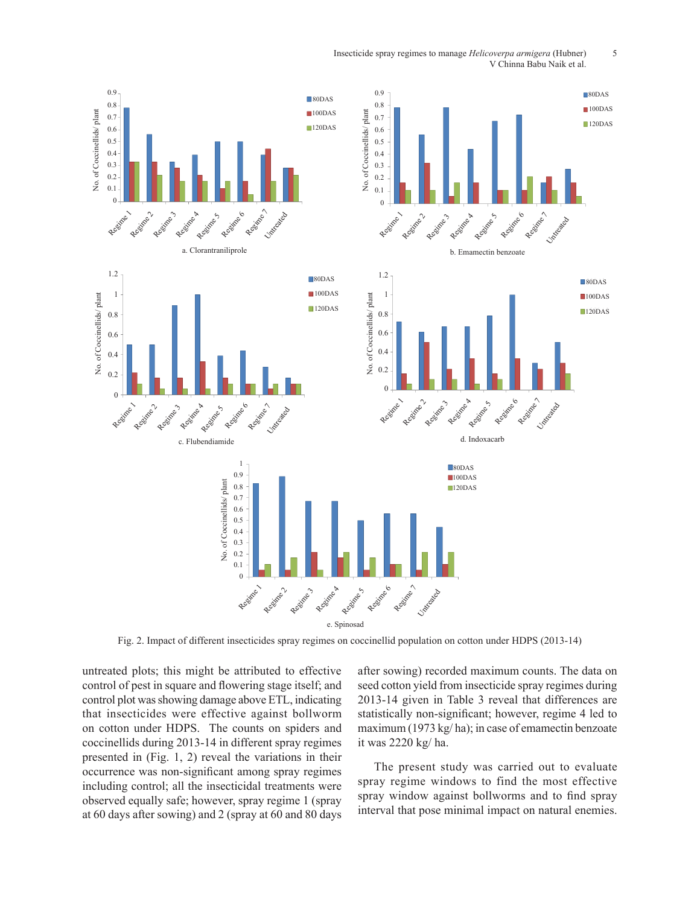Fig. 2. Impact of different insecticides spray regimes on coccinellid population on cotton under HDPS (2013-14)

untreated plots; this might be attributed to effective control of pest in square and flowering stage itself; and control plot was showing damage above ETL, indicating that insecticides were effective against bollworm on cotton under HDPS. The counts on spiders and coccinellids during 2013-14 in different spray regimes presented in (Fig. 1, 2) reveal the variations in their occurrence was non-significant among spray regimes including control; all the insecticidal treatments were observed equally safe; however, spray regime 1 (spray at 60 days after sowing) and 2 (spray at 60 and 80 days after sowing) recorded maximum counts. The data on seed cotton yield from insecticide spray regimes during 2013-14 given in Table 3 reveal that differences are statistically non-significant; however, regime 4 led to maximum (1973 kg/ ha); in case of emamectin benzoate it was 2220 kg/ ha.

The present study was carried out to evaluate spray regime windows to find the most effective spray window against bollworms and to find spray interval that pose minimal impact on natural enemies.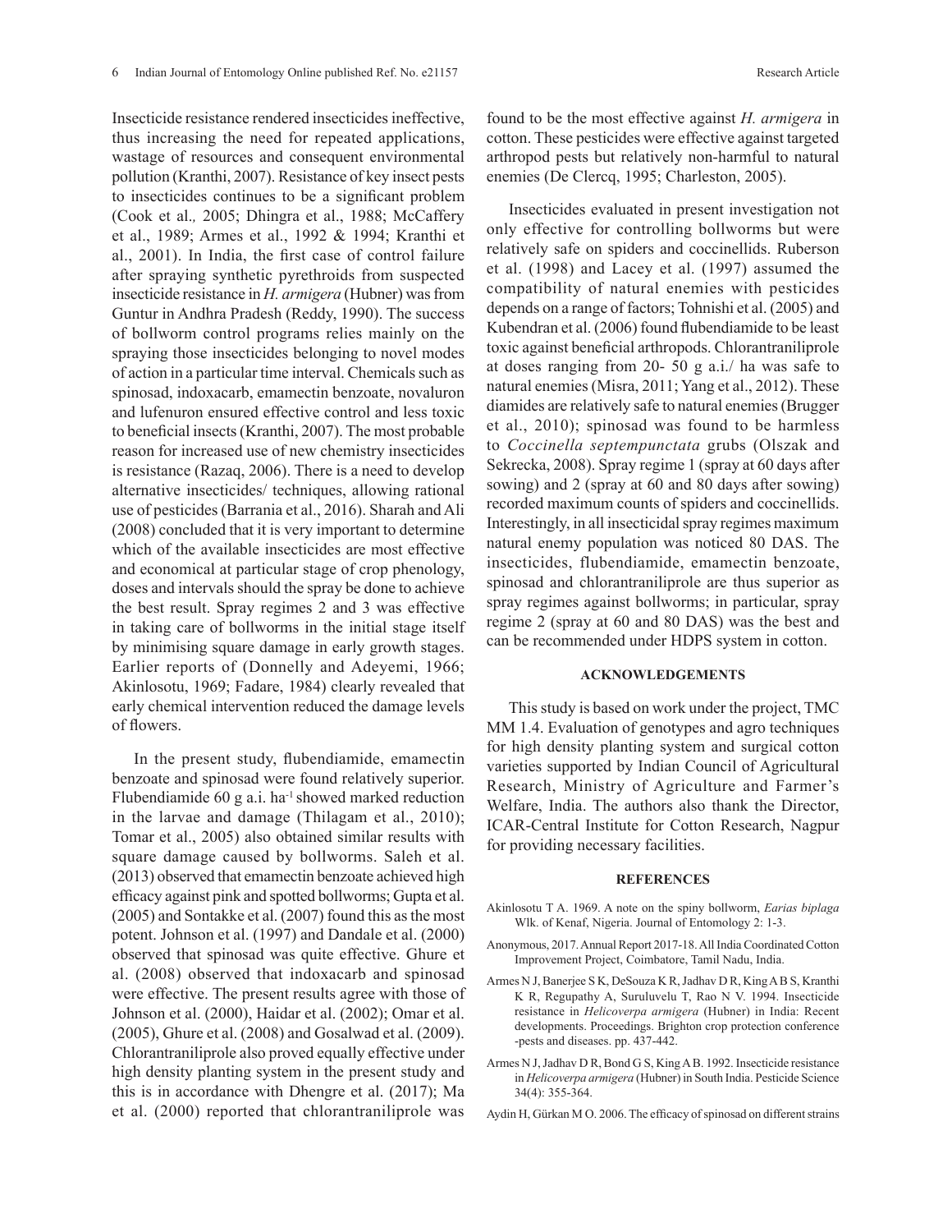Insecticide resistance rendered insecticides ineffective, thus increasing the need for repeated applications, wastage of resources and consequent environmental pollution (Kranthi, 2007). Resistance of key insect pests to insecticides continues to be a significant problem (Cook et al., 2005; Dhingra et al., 1988; McCaffery et al., 1989; Armes et al., 1992 & 1994; Kranthi et al., 2001). In India, the first case of control failure after spraying synthetic pyrethroids from suspected insecticide resistance in *H. armigera* (Hubner) was from Guntur in Andhra Pradesh (Reddy, 1990). The success of bollworm control programs relies mainly on the spraying those insecticides belonging to novel modes of action in a particular time interval. Chemicals such as spinosad, indoxacarb, emamectin benzoate, novaluron and lufenuron ensured effective control and less toxic to beneficial insects (Kranthi, 2007). The most probable reason for increased use of new chemistry insecticides is resistance (Razaq, 2006). There is a need to develop alternative insecticides/ techniques, allowing rational use of pesticides (Barrania et al., 2016). Sharah and Ali (2008) concluded that it is very important to determine which of the available insecticides are most effective and economical at particular stage of crop phenology, doses and intervals should the spray be done to achieve the best result. Spray regimes 2 and 3 was effective in taking care of bollworms in the initial stage itself by minimising square damage in early growth stages. Earlier reports of (Donnelly and Adeyemi, 1966; Akinlosotu, 1969; Fadare, 1984) clearly revealed that early chemical intervention reduced the damage levels of flowers.

In the present study, flubendiamide, emamectin benzoate and spinosad were found relatively superior. Flubendiamide 60 g a.i. $ha^{-1}$ showed marked reduction in the larvae and damage (Thilagam et al., 2010); Tomar et al., 2005) also obtained similar results with square damage caused by bollworms. Saleh et al. (2013) observed that emamectin benzoate achieved high efficacy against pink and spotted bollworms; Gupta et al. (2005) and Sontakke et al. (2007) found this as the most potent. Johnson et al. (1997) and Dandale et al. (2000) observed that spinosad was quite effective. Ghure et al. (2008) observed that indoxacarb and spinosad were effective. The present results agree with those of Johnson et al. (2000), Haidar et al. (2002); Omar et al. (2005), Ghure et al. (2008) and Gosalwad et al. (2009). Chlorantraniliprole also proved equally effective under high density planting system in the present study and this is in accordance with Dhengre et al. (2017); Ma et al. (2000) reported that chlorantraniliprole was found to be the most effective against *H. armigera* in cotton. These pesticides were effective against targeted arthropod pests but relatively non-harmful to natural enemies (De Clercq, 1995; Charleston, 2005).

Insecticides evaluated in present investigation not only effective for controlling bollworms but were relatively safe on spiders and coccinellids. Ruberson et al. (1998) and Lacey et al. (1997) assumed the compatibility of natural enemies with pesticides depends on a range of factors; Tohnishi et al. (2005) and Kubendran et al. (2006) found flubendiamide to be least toxic against beneficial arthropods. Chlorantraniliprole at doses ranging from 20- 50 g a.i./ ha was safe to natural enemies (Misra, 2011; Yang et al., 2012). These diamides are relatively safe to natural enemies (Brugger et al., 2010); spinosad was found to be harmless to *Coccinella septempunctata* grubs (Olszak and Sekrecka, 2008). Spray regime 1 (spray at 60 days after sowing) and 2 (spray at 60 and 80 days after sowing) recorded maximum counts of spiders and coccinellids. Interestingly, in all insecticidal spray regimes maximum natural enemy population was noticed 80 DAS. The insecticides, flubendiamide, emamectin benzoate, spinosad and chlorantraniliprole are thus superior as spray regimes against bollworms; in particular, spray regime 2 (spray at 60 and 80 DAS) was the best and can be recommended under HDPS system in cotton.

## ACKNOWLEDGEMENTS

This study is based on work under the project, TMC MM 1.4. Evaluation of genotypes and agro techniques for high density planting system and surgical cotton varieties supported by Indian Council of Agricultural Research, Ministry of Agriculture and Farmer's Welfare, India. The authors also thank the Director, ICAR-Central Institute for Cotton Research, Nagpur for providing necessary facilities.

## REFERENCES

Akinlosotu T A. 1969. A note on the spiny bollworm, *Earias biplaga* Wlk. of Kenaf, Nigeria. Journal of Entomology 2: 1-3.

Anonymous, 2017. Annual Report 2017-18. All India Coordinated Cotton Improvement Project, Coimbatore, Tamil Nadu, India.

Armes N J, Banerjee S K, DeSouza K R, Jadhav D R, King A B S, Kranthi K R, Regupathy A, Suruluvelu T, Rao N V. 1994. Insecticide resistance in *Helicoverpa armigera* (Hubner) in India: Recent developments. Proceedings. Brighton crop protection conference -pests and diseases. pp. 437-442.

Armes N J, Jadhav D R, Bond G S, King A B. 1992. Insecticide resistance in *Helicoverpa armigera* (Hubner) in South India. Pesticide Science 34(4): 355-364.

Aydin H, Gürkan M O. 2006. The efficacy of spinosad on different strains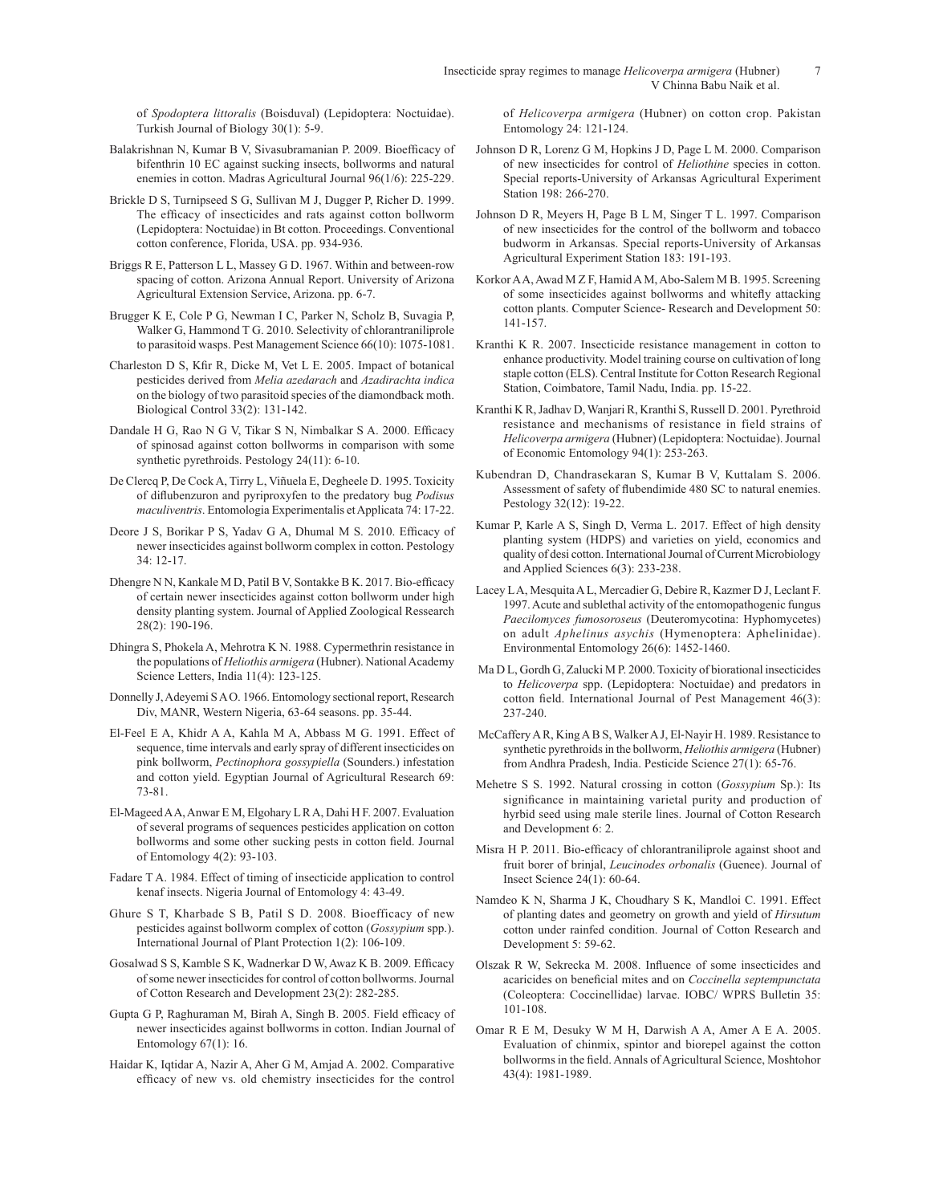of *Spodoptera littoralis* (Boisduval) (Lepidoptera: Noctuidae). Turkish Journal of Biology 30(1): 5-9.

Balakrishnan N, Kumar B V, Sivasubramanian P. 2009. Bioefficacy of bifenthrin 10 EC against sucking insects, bollworms and natural enemies in cotton. Madras Agricultural Journal 96(1/6): 225-229.

Brickle D S, Turnipseed S G, Sullivan M J, Dugger P, Richer D. 1999. The efficacy of insecticides and rats against cotton bollworm (Lepidoptera: Noctuidae) in Bt cotton. Proceedings. Conventional cotton conference, Florida, USA. pp. 934-936.

Briggs R E, Patterson L L, Massey G D. 1967. Within and between-row spacing of cotton. Arizona Annual Report. University of Arizona Agricultural Extension Service, Arizona. pp. 6-7.

Brugger K E, Cole P G, Newman I C, Parker N, Scholz B, Suvagia P, Walker G, Hammond T G. 2010. Selectivity of chlorantraniliprole to parasitoid wasps. Pest Management Science 66(10): 1075-1081.

Charleston D S, Kfir R, Dicke M, Vet L E. 2005. Impact of botanical pesticides derived from *Melia azedarach* and *Azadirachta indica* on the biology of two parasitoid species of the diamondback moth. Biological Control 33(2): 131-142.

Dandale H G, Rao N G V, Tikar S N, Nimbalkar S A. 2000. Efficacy of spinosad against cotton bollworms in comparison with some synthetic pyrethroids. Pestology 24(11): 6-10.

De Clercq P, De Cock A, Tirry L, Viñuela E, Degheele D. 1995. Toxicity of diflubenzuron and pyriproxyfen to the predatory bug *Podisus maculiventris*. Entomologia Experimentalis et Applicata 74: 17-22.

Deore J S, Borikar P S, Yadav G A, Dhumal M S. 2010. Efficacy of newer insecticides against bollworm complex in cotton. Pestology 34: 12-17.

Dhengre N N, Kankale M D, Patil B V, Sontakke B K. 2017. Bio-efficacy of certain newer insecticides against cotton bollworm under high density planting system. Journal of Applied Zoological Ressearch 28(2): 190-196.

Dhingra S, Phokela A, Mehrotra K N. 1988. Cypermethrin resistance in the populations of *Heliothis armigera* (Hubner). National Academy Science Letters, India 11(4): 123-125.

Donnelly J, Adeyemi S A O. 1966. Entomology sectional report, Research Div, MANR, Western Nigeria, 63-64 seasons. pp. 35-44.

El-Feel E A, Khidr A A, Kahla M A, Abbass M G. 1991. Effect of sequence, time intervals and early spray of different insecticides on pink bollworm, *Pectinophora gossypiella* (Sounders.) infestation and cotton yield. Egyptian Journal of Agricultural Research 69: 73-81.

El-Mageed A A, Anwar E M, Elgohary L R A, Dahi H F. 2007. Evaluation of several programs of sequences pesticides application on cotton bollworms and some other sucking pests in cotton field. Journal of Entomology 4(2): 93-103.

Fadare T A. 1984. Effect of timing of insecticide application to control kenaf insects. Nigeria Journal of Entomology 4: 43-49.

Ghure S T, Kharbade S B, Patil S D. 2008. Bioefficacy of new pesticides against bollworm complex of cotton (*Gossypium* spp.). International Journal of Plant Protection 1(2): 106-109.

Gosalwad S S, Kamble S K, Wadnerkar D W, Awaz K B. 2009. Efficacy of some newer insecticides for control of cotton bollworms. Journal of Cotton Research and Development 23(2): 282-285.

Gupta G P, Raghuraman M, Birah A, Singh B. 2005. Field efficacy of newer insecticides against bollworms in cotton. Indian Journal of Entomology 67(1): 16.

Haidar K, Iqtidar A, Nazir A, Aher G M, Amjad A. 2002. Comparative efficacy of new vs. old chemistry insecticides for the control of *Helicoverpa armigera* (Hubner) on cotton crop. Pakistan Entomology 24: 121-124.

Johnson D R, Lorenz G M, Hopkins J D, Page L M. 2000. Comparison of new insecticides for control of *Heliothine* species in cotton. Special reports-University of Arkansas Agricultural Experiment Station 198: 266-270.

Johnson D R, Meyers H, Page B L M, Singer T L. 1997. Comparison of new insecticides for the control of the bollworm and tobacco budworm in Arkansas. Special reports-University of Arkansas Agricultural Experiment Station 183: 191-193.

Korkor A A, Awad M Z F, Hamid A M, Abo-Salem M B. 1995. Screening of some insecticides against bollworms and whitefly attacking cotton plants. Computer Science- Research and Development 50: 141-157.

Kranthi K R. 2007. Insecticide resistance management in cotton to enhance productivity. Model training course on cultivation of long staple cotton (ELS). Central Institute for Cotton Research Regional Station, Coimbatore, Tamil Nadu, India. pp. 15-22.

Kranthi K R, Jadhav D, Wanjari R, Kranthi S, Russell D. 2001. Pyrethroid resistance and mechanisms of resistance in field strains of *Helicoverpa armigera* (Hubner) (Lepidoptera: Noctuidae). Journal of Economic Entomology 94(1): 253-263.

Kubendran D, Chandrasekaran S, Kumar B V, Kuttalam S. 2006. Assessment of safety of flubendimide 480 SC to natural enemies. Pestology 32(12): 19-22.

Kumar P, Karle A S, Singh D, Verma L. 2017. Effect of high density planting system (HDPS) and varieties on yield, economics and quality of desi cotton. International Journal of Current Microbiology and Applied Sciences 6(3): 233-238.

Lacey L A, Mesquita A L, Mercadier G, Debire R, Kazmer D J, Leclant F. 1997. Acute and sublethal activity of the entomopathogenic fungus *Paecilomyces fumosoroseus* (Deuteromycotina: Hyphomycetes) on adult *Aphelinus asychis* (Hymenoptera: Aphelinidae). Environmental Entomology 26(6): 1452-1460.

Ma D L, Gordh G, Zalucki M P. 2000. Toxicity of biorational insecticides to *Helicoverpa* spp. (Lepidoptera: Noctuidae) and predators in cotton field. International Journal of Pest Management 46(3): 237-240.

McCaffery A R, King A B S, Walker A J, El-Nayir H. 1989. Resistance to synthetic pyrethroids in the bollworm, *Heliothis armigera* (Hubner) from Andhra Pradesh, India. Pesticide Science 27(1): 65-76.

Mehetre S S. 1992. Natural crossing in cotton (*Gossypium* Sp.): Its significance in maintaining varietal purity and production of hyrbid seed using male sterile lines. Journal of Cotton Research and Development 6: 2.

Misra H P. 2011. Bio-efficacy of chlorantraniliprole against shoot and fruit borer of brinjal, *Leucinodes orbonalis* (Guenee). Journal of Insect Science 24(1): 60-64.

Namdeo K N, Sharma J K, Choudhary S K, Mandloi C. 1991. Effect of planting dates and geometry on growth and yield of *Hirsutum* cotton under rainfed condition. Journal of Cotton Research and Development 5: 59-62.

Olszak R W, Sekrecka M. 2008. Influence of some insecticides and acaricides on beneficial mites and on *Coccinella septempunctata* (Coleoptera: Coccinellidae) larvae. IOBC/ WPRS Bulletin 35: 101-108.

Omar R E M, Desuky W M H, Darwish A A, Amer A E A. 2005. Evaluation of chinmix, spintor and biorepel against the cotton bollworms in the field. Annals of Agricultural Science, Moshtohor 43(4): 1981-1989.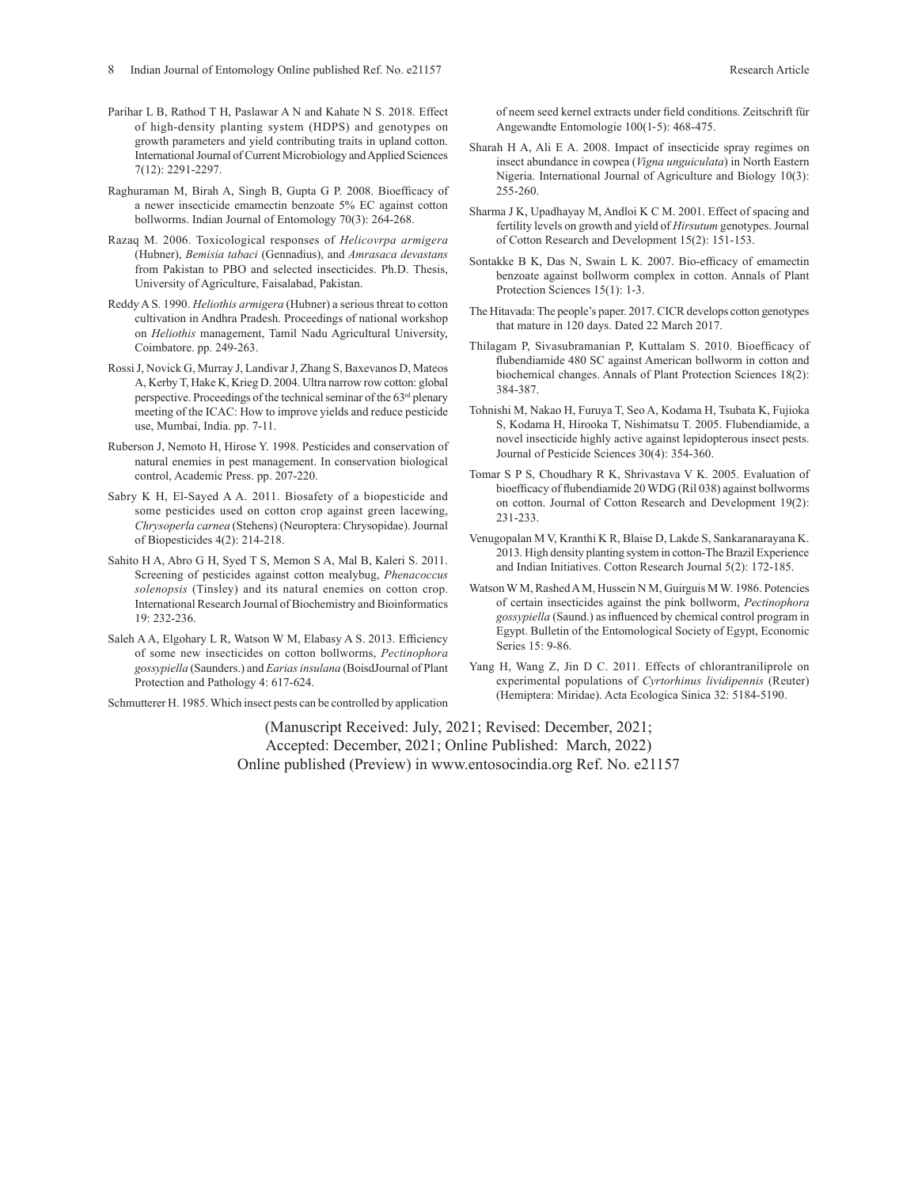Parihar L B, Rathod T H, Paslawar A N and Kahate N S. 2018. Effect of high-density planting system (HDPS) and genotypes on growth parameters and yield contributing traits in upland cotton. International Journal of Current Microbiology and Applied Sciences 7(12): 2291-2297.

Raghuraman M, Birah A, Singh B, Gupta G P. 2008. Bioefficacy of a newer insecticide emamectin benzoate 5% EC against cotton bollworms. Indian Journal of Entomology 70(3): 264-268.

Razaq M. 2006. Toxicological responses of *Helicovrpa armigera* (Hubner), *Bemisia tabaci* (Gennadius), and *Amrasaca devastans* from Pakistan to PBO and selected insecticides. Ph.D. Thesis, University of Agriculture, Faisalabad, Pakistan.

Reddy A S. 1990. *Heliothis armigera* (Hubner) a serious threat to cotton cultivation in Andhra Pradesh. Proceedings of national workshop on *Heliothis* management, Tamil Nadu Agricultural University, Coimbatore. pp. 249-263.

Rossi J, Novick G, Murray J, Landivar J, Zhang S, Baxevanos D, Mateos A, Kerby T, Hake K, Krieg D. 2004. Ultra narrow row cotton: global perspective. Proceedings of the technical seminar of the 63rd plenary meeting of the ICAC: How to improve yields and reduce pesticide use, Mumbai, India. pp. 7-11.

Ruberson J, Nemoto H, Hirose Y. 1998. Pesticides and conservation of natural enemies in pest management. In conservation biological control, Academic Press. pp. 207-220.

Sabry K H, El-Sayed A A. 2011. Biosafety of a biopesticide and some pesticides used on cotton crop against green lacewing, *Chrysoperla carnea* (Stehens) (Neuroptera: Chrysopidae). Journal of Biopesticides 4(2): 214-218.

Sahito H A, Abro G H, Syed T S, Memon S A, Mal B, Kaleri S. 2011. Screening of pesticides against cotton mealybug, *Phenacoccus solenopsis* (Tinsley) and its natural enemies on cotton crop. International Research Journal of Biochemistry and Bioinformatics 19: 232-236.

Saleh A A, Elgohary L R, Watson W M, Elabasy A S. 2013. Efficiency of some new insecticides on cotton bollworms, *Pectinophora gossypiella* (Saunders.) and *Earias insulana* (BoisdJournal of Plant Protection and Pathology 4: 617-624.

Schmutterer H. 1985. Which insect pests can be controlled by application of neem seed kernel extracts under field conditions. Zeitschrift für Angewandte Entomologie 100(1-5): 468-475.

Sharah H A, Ali E A. 2008. Impact of insecticide spray regimes on insect abundance in cowpea (*Vigna unguiculata*) in North Eastern Nigeria. International Journal of Agriculture and Biology 10(3): 255-260.

Sharma J K, Upadhayay M, Andloi K C M. 2001. Effect of spacing and fertility levels on growth and yield of *Hirsutum* genotypes. Journal of Cotton Research and Development 15(2): 151-153.

Sontakke B K, Das N, Swain L K. 2007. Bio-efficacy of emamectin benzoate against bollworm complex in cotton. Annals of Plant Protection Sciences 15(1): 1-3.

The Hitavada: The people's paper. 2017. CICR develops cotton genotypes that mature in 120 days. Dated 22 March 2017.

Thilagam P, Sivasubramanian P, Kuttalam S. 2010. Bioefficacy of flubendiamide 480 SC against American bollworm in cotton and biochemical changes. Annals of Plant Protection Sciences 18(2): 384-387.

Tohnishi M, Nakao H, Furuya T, Seo A, Kodama H, Tsubata K, Fujioka S, Kodama H, Hirooka T, Nishimatsu T. 2005. Flubendiamide, a novel insecticide highly active against lepidopterous insect pests. Journal of Pesticide Sciences 30(4): 354-360.

Tomar S P S, Choudhary R K, Shrivastava V K. 2005. Evaluation of bioefficacy of flubendiamide 20 WDG (Ril 038) against bollworms on cotton. Journal of Cotton Research and Development 19(2): 231-233.

Venugopalan M V, Kranthi K R, Blaise D, Lakde S, Sankaranarayana K. 2013. High density planting system in cotton-The Brazil Experience and Indian Initiatives. Cotton Research Journal 5(2): 172-185.

Watson W M, Rashed A M, Hussein N M, Guirguis M W. 1986. Potencies of certain insecticides against the pink bollworm, *Pectinophora gossypiella* (Saund.) as influenced by chemical control program in Egypt. Bulletin of the Entomological Society of Egypt, Economic Series 15: 9-86.

Yang H, Wang Z, Jin D C. 2011. Effects of chlorantraniliprole on experimental populations of *Cyrtorhinus lividipennis* (Reuter) (Hemiptera: Miridae). Acta Ecologica Sinica 32: 5184-5190.

(Manuscript Received: July, 2021; Revised: December, 2021; Accepted: December, 2021; Online Published: March, 2022)
Online published (Preview) in www.entosocindia.org Ref. No. e21157